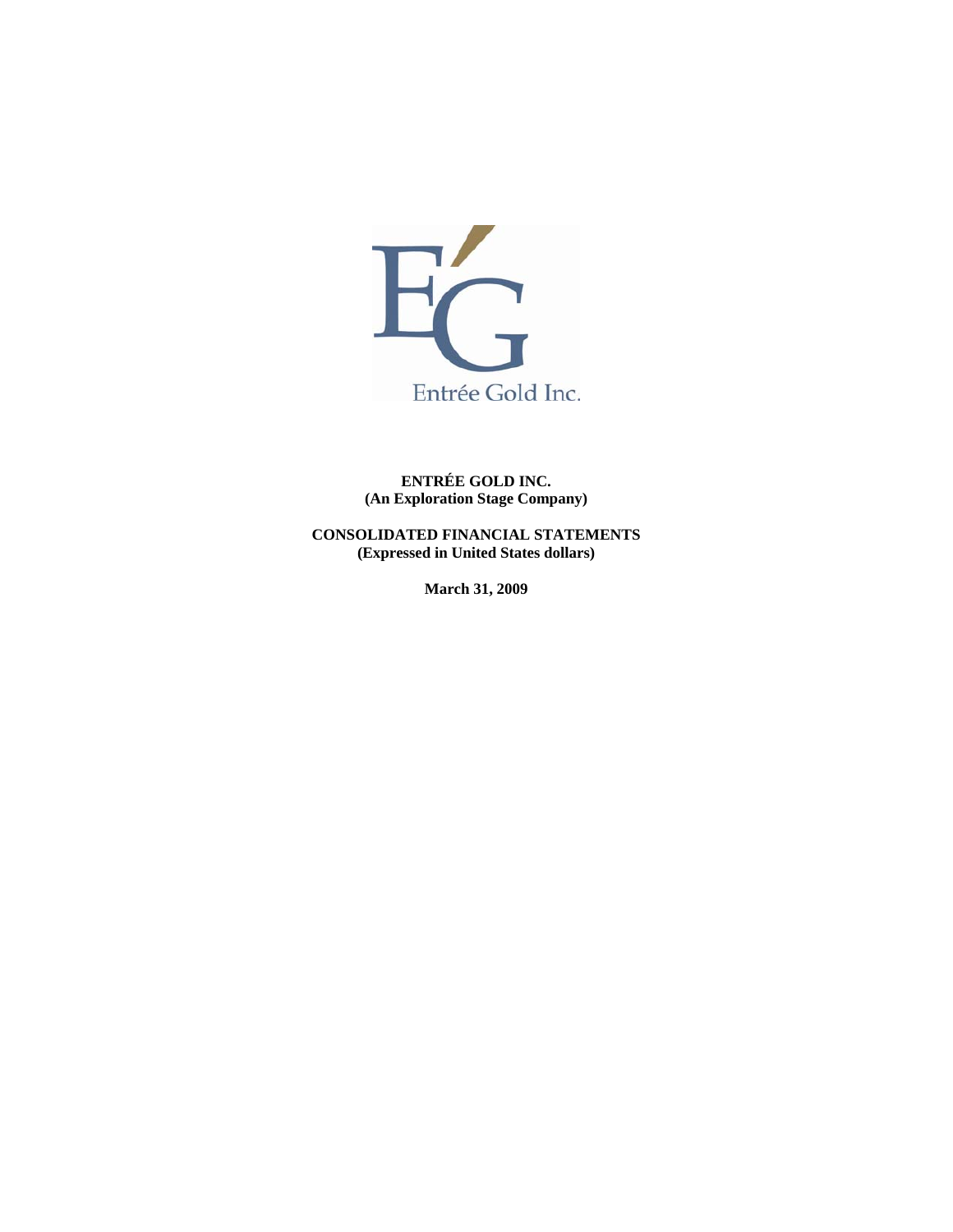Entrée Gold Inc.

**ENTRÉE GOLD INC.**
**(An Exploration Stage Company)**

**CONSOLIDATED FINANCIAL STATEMENTS**
**(Expressed in United States dollars)**

**March 31, 2009**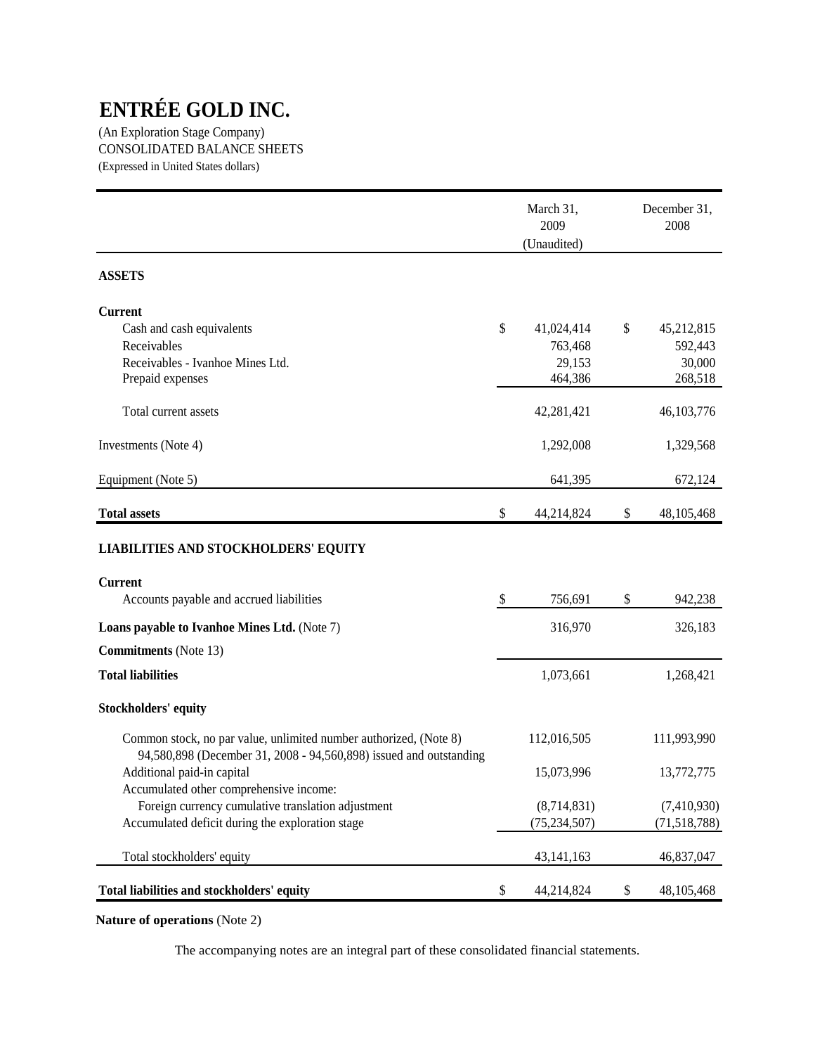# ENTRÉE GOLD INC.

(An Exploration Stage Company)
CONSOLIDATED BALANCE SHEETS
(Expressed in United States dollars)

| | March 31, 2009 (Unaudited) | December 31, 2008 |
|---|---|---|
| **ASSETS** | | |
| **Current** | | |
| Cash and cash equivalents | $ 41,024,414 | $ 45,212,815 |
| Receivables | 763,468 | 592,443 |
| Receivables - Ivanhoe Mines Ltd. | 29,153 | 30,000 |
| Prepaid expenses | 464,386 | 268,518 |
| Total current assets | 42,281,421 | 46,103,776 |
| Investments (Note 4) | 1,292,008 | 1,329,568 |
| Equipment (Note 5) | 641,395 | 672,124 |
| **Total assets** | $ 44,214,824 | $ 48,105,468 |
| **LIABILITIES AND STOCKHOLDERS' EQUITY** | | |
| **Current** | | |
| Accounts payable and accrued liabilities | $ 756,691 | $ 942,238 |
| **Loans payable to Ivanhoe Mines Ltd.** (Note 7) | 316,970 | 326,183 |
| **Commitments** (Note 13) | | |
| **Total liabilities** | 1,073,661 | 1,268,421 |
| **Stockholders' equity** | | |
| Common stock, no par value, unlimited number authorized, (Note 8) 94,580,898 (December 31, 2008 - 94,560,898) issued and outstanding | 112,016,505 | 111,993,990 |
| Additional paid-in capital | 15,073,996 | 13,772,775 |
| Accumulated other comprehensive income: | | |
| Foreign currency cumulative translation adjustment | (8,714,831) | (7,410,930) |
| Accumulated deficit during the exploration stage | (75,234,507) | (71,518,788) |
| Total stockholders' equity | 43,141,163 | 46,837,047 |
| **Total liabilities and stockholders' equity** | $ 44,214,824 | $ 48,105,468 |

**Nature of operations** (Note 2)

The accompanying notes are an integral part of these consolidated financial statements.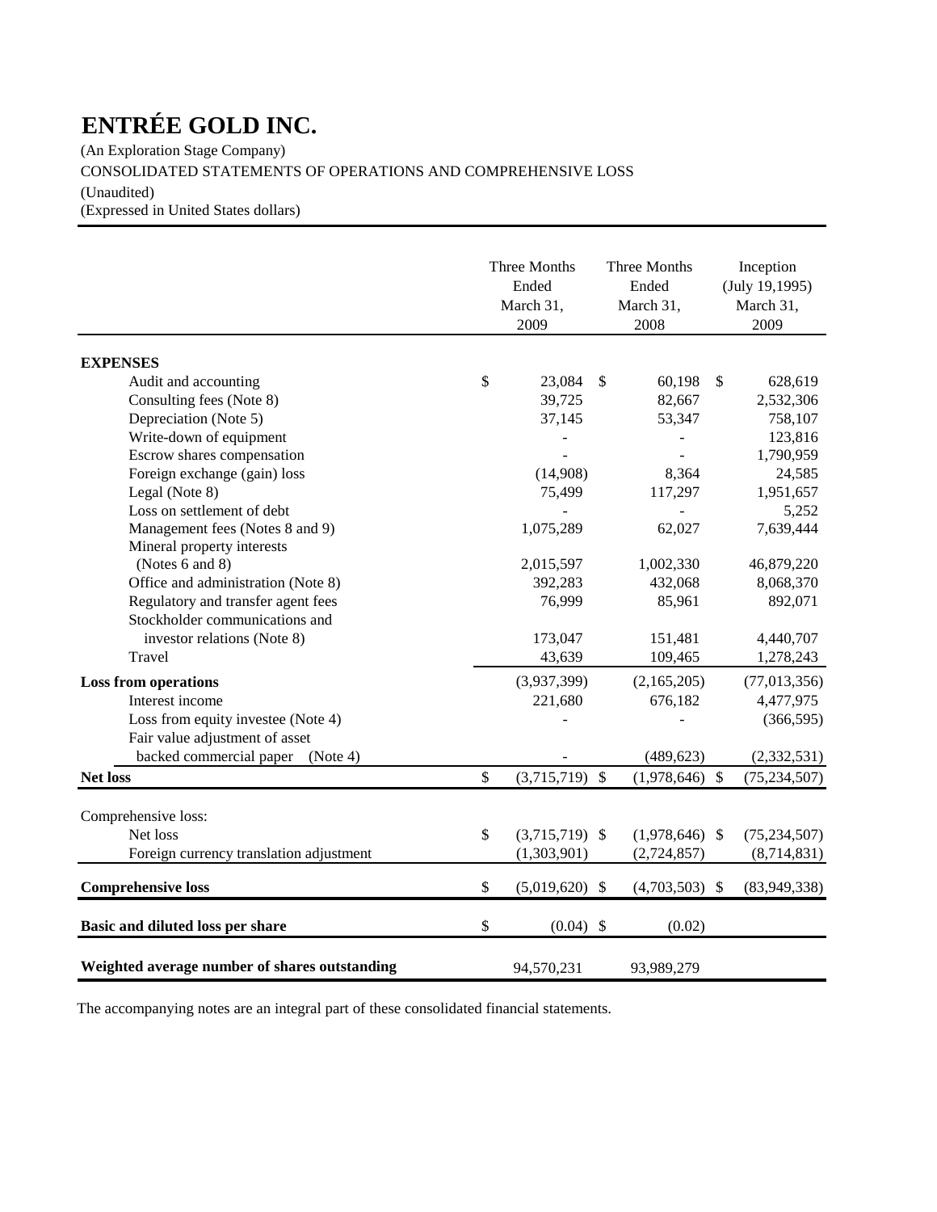# ENTRÉE GOLD INC.

(An Exploration Stage Company)

CONSOLIDATED STATEMENTS OF OPERATIONS AND COMPREHENSIVE LOSS

(Unaudited)

(Expressed in United States dollars)

| | Three Months Ended March 31, 2009 | Three Months Ended March 31, 2008 | Inception (July 19,1995) March 31, 2009 |
|---|---|---|---|
| **EXPENSES** | | | |
| Audit and accounting | $ 23,084 | $ 60,198 | $ 628,619 |
| Consulting fees (Note 8) | 39,725 | 82,667 | 2,532,306 |
| Depreciation (Note 5) | 37,145 | 53,347 | 758,107 |
| Write-down of equipment | - | - | 123,816 |
| Escrow shares compensation | - | - | 1,790,959 |
| Foreign exchange (gain) loss | (14,908) | 8,364 | 24,585 |
| Legal (Note 8) | 75,499 | 117,297 | 1,951,657 |
| Loss on settlement of debt | - | - | 5,252 |
| Management fees (Notes 8 and 9) | 1,075,289 | 62,027 | 7,639,444 |
| Mineral property interests (Notes 6 and 8) | 2,015,597 | 1,002,330 | 46,879,220 |
| Office and administration (Note 8) | 392,283 | 432,068 | 8,068,370 |
| Regulatory and transfer agent fees | 76,999 | 85,961 | 892,071 |
| Stockholder communications and investor relations (Note 8) | 173,047 | 151,481 | 4,440,707 |
| Travel | 43,639 | 109,465 | 1,278,243 |
| **Loss from operations** | (3,937,399) | (2,165,205) | (77,013,356) |
| Interest income | 221,680 | 676,182 | 4,477,975 |
| Loss from equity investee (Note 4) | - | - | (366,595) |
| Fair value adjustment of asset backed commercial paper (Note 4) | - | (489,623) | (2,332,531) |
| **Net loss** | $ (3,715,719) | $ (1,978,646) | $ (75,234,507) |
| Comprehensive loss: | | | |
| Net loss | $ (3,715,719) | $ (1,978,646) | $ (75,234,507) |
| Foreign currency translation adjustment | (1,303,901) | (2,724,857) | (8,714,831) |
| **Comprehensive loss** | $ (5,019,620) | $ (4,703,503) | $ (83,949,338) |
| **Basic and diluted loss per share** | $ (0.04) | $ (0.02) | |
| **Weighted average number of shares outstanding** | 94,570,231 | 93,989,279 | |

The accompanying notes are an integral part of these consolidated financial statements.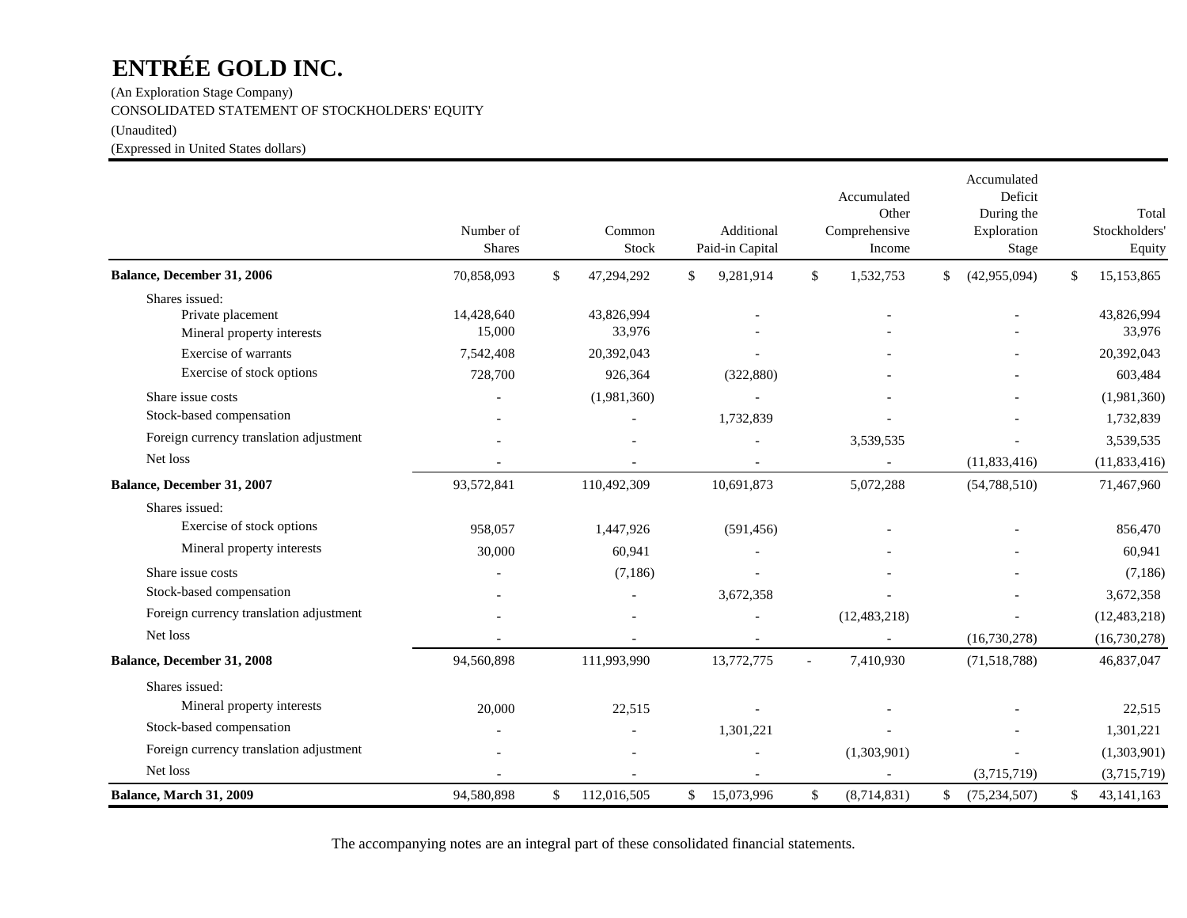# ENTRÉE GOLD INC.

(An Exploration Stage Company)
CONSOLIDATED STATEMENT OF STOCKHOLDERS' EQUITY
(Unaudited)
(Expressed in United States dollars)

| | Number of Shares | Common Stock | Additional Paid-in Capital | Accumulated Other Comprehensive Income | Accumulated Deficit During the Exploration Stage | Total Stockholders' Equity |
|---|---|---|---|---|---|---|
| **Balance, December 31, 2006** | 70,858,093 | $ 47,294,292 | $ 9,281,914 | $ 1,532,753 | $ (42,955,094) | $ 15,153,865 |
| Shares issued: | | | | | | |
| Private placement | 14,428,640 | 43,826,994 | - | - | - | 43,826,994 |
| Mineral property interests | 15,000 | 33,976 | - | - | - | 33,976 |
| Exercise of warrants | 7,542,408 | 20,392,043 | - | - | - | 20,392,043 |
| Exercise of stock options | 728,700 | 926,364 | (322,880) | - | - | 603,484 |
| Share issue costs | - | (1,981,360) | - | - | - | (1,981,360) |
| Stock-based compensation | - | - | 1,732,839 | - | - | 1,732,839 |
| Foreign currency translation adjustment | - | - | - | 3,539,535 | - | 3,539,535 |
| Net loss | - | - | - | - | (11,833,416) | (11,833,416) |
| **Balance, December 31, 2007** | 93,572,841 | 110,492,309 | 10,691,873 | 5,072,288 | (54,788,510) | 71,467,960 |
| Shares issued: | | | | | | |
| Exercise of stock options | 958,057 | 1,447,926 | (591,456) | - | - | 856,470 |
| Mineral property interests | 30,000 | 60,941 | - | - | - | 60,941 |
| Share issue costs | - | (7,186) | - | - | - | (7,186) |
| Stock-based compensation | - | - | 3,672,358 | - | - | 3,672,358 |
| Foreign currency translation adjustment | - | - | - | (12,483,218) | - | (12,483,218) |
| Net loss | - | - | - | - | (16,730,278) | (16,730,278) |
| **Balance, December 31, 2008** | 94,560,898 | 111,993,990 | 13,772,775 | - 7,410,930 | (71,518,788) | 46,837,047 |
| Shares issued: | | | | | | |
| Mineral property interests | 20,000 | 22,515 | - | - | - | 22,515 |
| Stock-based compensation | - | - | 1,301,221 | - | - | 1,301,221 |
| Foreign currency translation adjustment | - | - | - | (1,303,901) | - | (1,303,901) |
| Net loss | - | - | - | - | (3,715,719) | (3,715,719) |
| **Balance, March 31, 2009** | 94,580,898 | $ 112,016,505 | $ 15,073,996 | $ (8,714,831) | $ (75,234,507) | $ 43,141,163 |

The accompanying notes are an integral part of these consolidated financial statements.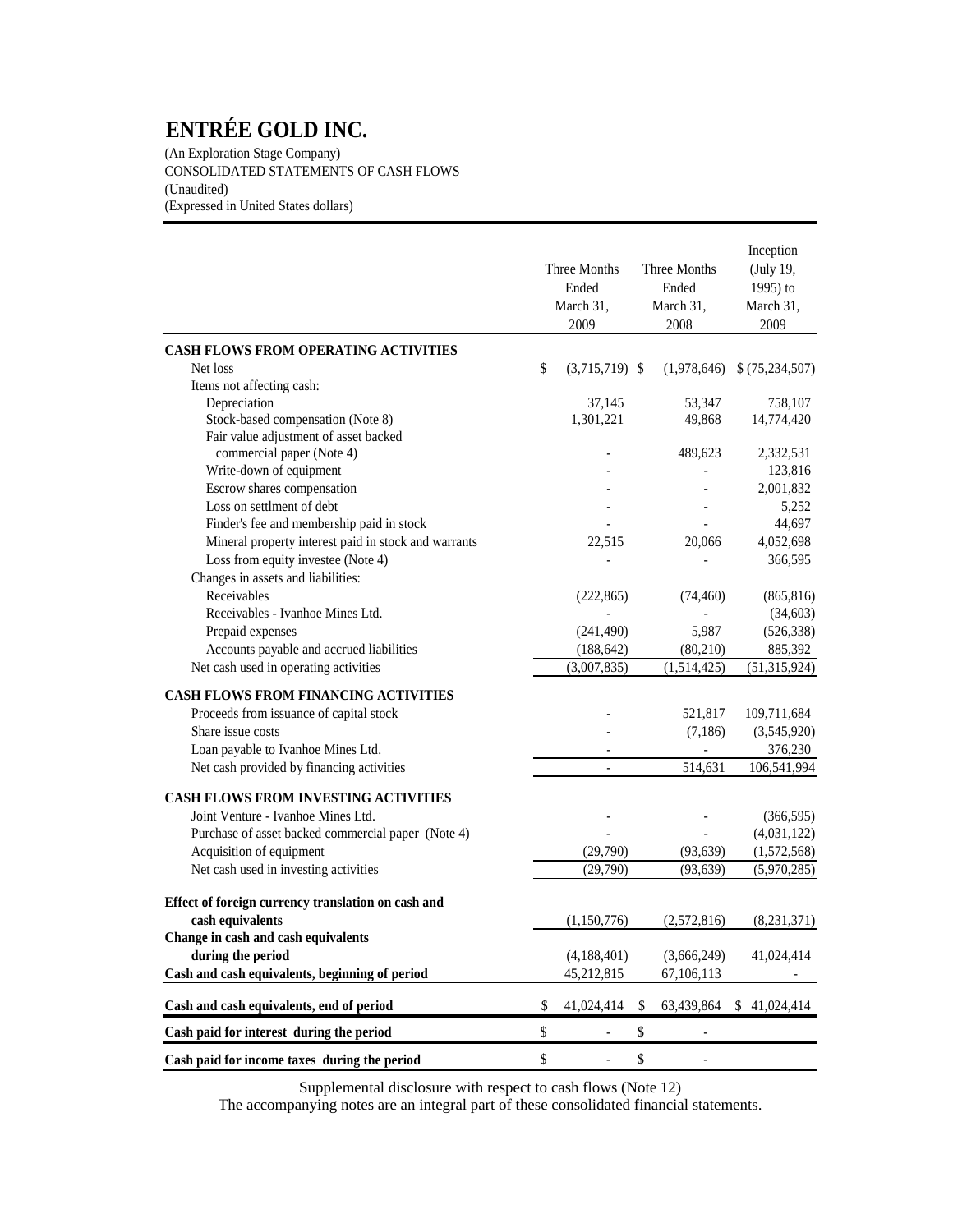# ENTRÉE GOLD INC.

(An Exploration Stage Company)
CONSOLIDATED STATEMENTS OF CASH FLOWS
(Unaudited)
(Expressed in United States dollars)

| | Three Months Ended March 31, 2009 | Three Months Ended March 31, 2008 | Inception (July 19, 1995) to March 31, 2009 |
|---|---|---|---|
| **CASH FLOWS FROM OPERATING ACTIVITIES** | | | |
| Net loss | $ (3,715,719) | $ (1,978,646) | $ (75,234,507) |
| Items not affecting cash: | | | |
| Depreciation | 37,145 | 53,347 | 758,107 |
| Stock-based compensation (Note 8) | 1,301,221 | 49,868 | 14,774,420 |
| Fair value adjustment of asset backed commercial paper (Note 4) | - | 489,623 | 2,332,531 |
| Write-down of equipment | - | - | 123,816 |
| Escrow shares compensation | - | - | 2,001,832 |
| Loss on settlment of debt | - | - | 5,252 |
| Finder's fee and membership paid in stock | - | - | 44,697 |
| Mineral property interest paid in stock and warrants | 22,515 | 20,066 | 4,052,698 |
| Loss from equity investee (Note 4) | - | - | 366,595 |
| Changes in assets and liabilities: | | | |
| Receivables | (222,865) | (74,460) | (865,816) |
| Receivables - Ivanhoe Mines Ltd. | - | - | (34,603) |
| Prepaid expenses | (241,490) | 5,987 | (526,338) |
| Accounts payable and accrued liabilities | (188,642) | (80,210) | 885,392 |
| Net cash used in operating activities | (3,007,835) | (1,514,425) | (51,315,924) |
| **CASH FLOWS FROM FINANCING ACTIVITIES** | | | |
| Proceeds from issuance of capital stock | - | 521,817 | 109,711,684 |
| Share issue costs | - | (7,186) | (3,545,920) |
| Loan payable to Ivanhoe Mines Ltd. | - | - | 376,230 |
| Net cash provided by financing activities | - | 514,631 | 106,541,994 |
| **CASH FLOWS FROM INVESTING ACTIVITIES** | | | |
| Joint Venture - Ivanhoe Mines Ltd. | - | - | (366,595) |
| Purchase of asset backed commercial paper (Note 4) | - | - | (4,031,122) |
| Acquisition of equipment | (29,790) | (93,639) | (1,572,568) |
| Net cash used in investing activities | (29,790) | (93,639) | (5,970,285) |
| **Effect of foreign currency translation on cash and cash equivalents** | (1,150,776) | (2,572,816) | (8,231,371) |
| **Change in cash and cash equivalents during the period** | (4,188,401) | (3,666,249) | 41,024,414 |
| **Cash and cash equivalents, beginning of period** | 45,212,815 | 67,106,113 | - |
| **Cash and cash equivalents, end of period** | $ 41,024,414 | $ 63,439,864 | $ 41,024,414 |
| **Cash paid for interest during the period** | $ - | $ - | |
| **Cash paid for income taxes during the period** | $ - | $ - | |

Supplemental disclosure with respect to cash flows (Note 12)
The accompanying notes are an integral part of these consolidated financial statements.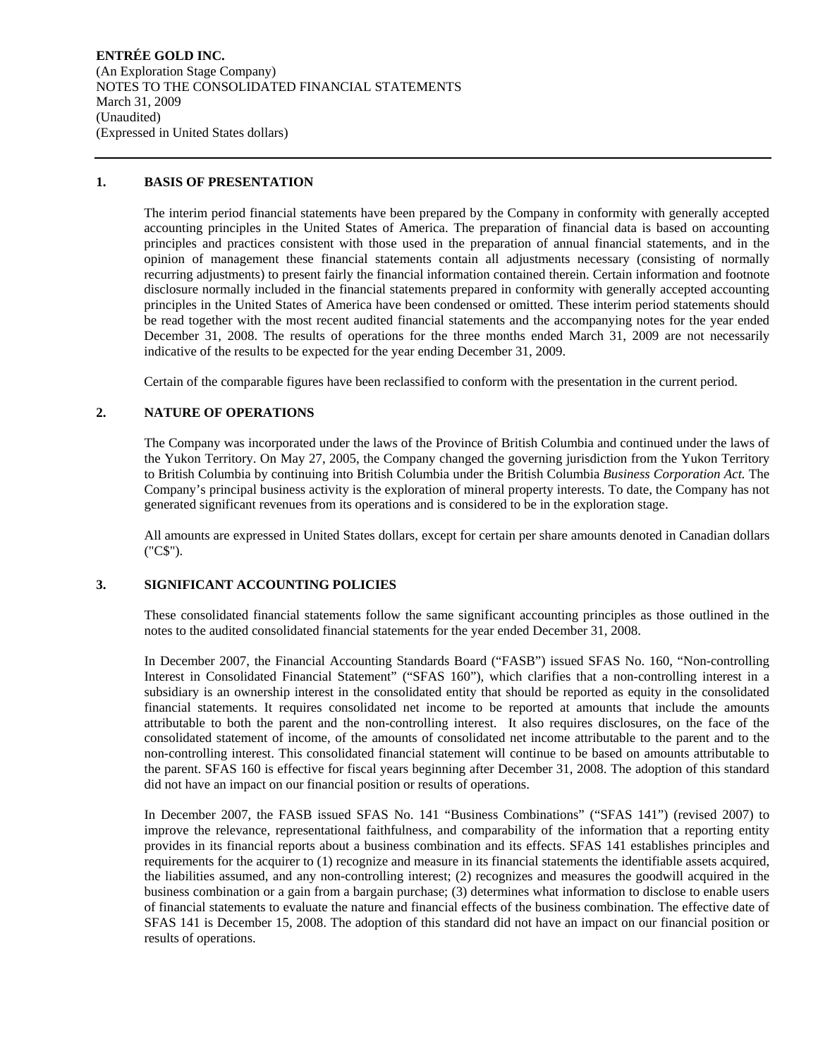**ENTRÉE GOLD INC.**
(An Exploration Stage Company)
NOTES TO THE CONSOLIDATED FINANCIAL STATEMENTS
March 31, 2009
(Unaudited)
(Expressed in United States dollars)

---

## 1. BASIS OF PRESENTATION

The interim period financial statements have been prepared by the Company in conformity with generally accepted accounting principles in the United States of America. The preparation of financial data is based on accounting principles and practices consistent with those used in the preparation of annual financial statements, and in the opinion of management these financial statements contain all adjustments necessary (consisting of normally recurring adjustments) to present fairly the financial information contained therein. Certain information and footnote disclosure normally included in the financial statements prepared in conformity with generally accepted accounting principles in the United States of America have been condensed or omitted. These interim period statements should be read together with the most recent audited financial statements and the accompanying notes for the year ended December 31, 2008. The results of operations for the three months ended March 31, 2009 are not necessarily indicative of the results to be expected for the year ending December 31, 2009.

Certain of the comparable figures have been reclassified to conform with the presentation in the current period.

## 2. NATURE OF OPERATIONS

The Company was incorporated under the laws of the Province of British Columbia and continued under the laws of the Yukon Territory. On May 27, 2005, the Company changed the governing jurisdiction from the Yukon Territory to British Columbia by continuing into British Columbia under the British Columbia *Business Corporation Act.* The Company's principal business activity is the exploration of mineral property interests. To date, the Company has not generated significant revenues from its operations and is considered to be in the exploration stage.

All amounts are expressed in United States dollars, except for certain per share amounts denoted in Canadian dollars ("C$").

## 3. SIGNIFICANT ACCOUNTING POLICIES

These consolidated financial statements follow the same significant accounting principles as those outlined in the notes to the audited consolidated financial statements for the year ended December 31, 2008.

In December 2007, the Financial Accounting Standards Board ("FASB") issued SFAS No. 160, "Non-controlling Interest in Consolidated Financial Statement" ("SFAS 160"), which clarifies that a non-controlling interest in a subsidiary is an ownership interest in the consolidated entity that should be reported as equity in the consolidated financial statements. It requires consolidated net income to be reported at amounts that include the amounts attributable to both the parent and the non-controlling interest. It also requires disclosures, on the face of the consolidated statement of income, of the amounts of consolidated net income attributable to the parent and to the non-controlling interest. This consolidated financial statement will continue to be based on amounts attributable to the parent. SFAS 160 is effective for fiscal years beginning after December 31, 2008. The adoption of this standard did not have an impact on our financial position or results of operations.

In December 2007, the FASB issued SFAS No. 141 "Business Combinations" ("SFAS 141") (revised 2007) to improve the relevance, representational faithfulness, and comparability of the information that a reporting entity provides in its financial reports about a business combination and its effects. SFAS 141 establishes principles and requirements for the acquirer to (1) recognize and measure in its financial statements the identifiable assets acquired, the liabilities assumed, and any non-controlling interest; (2) recognizes and measures the goodwill acquired in the business combination or a gain from a bargain purchase; (3) determines what information to disclose to enable users of financial statements to evaluate the nature and financial effects of the business combination. The effective date of SFAS 141 is December 15, 2008. The adoption of this standard did not have an impact on our financial position or results of operations.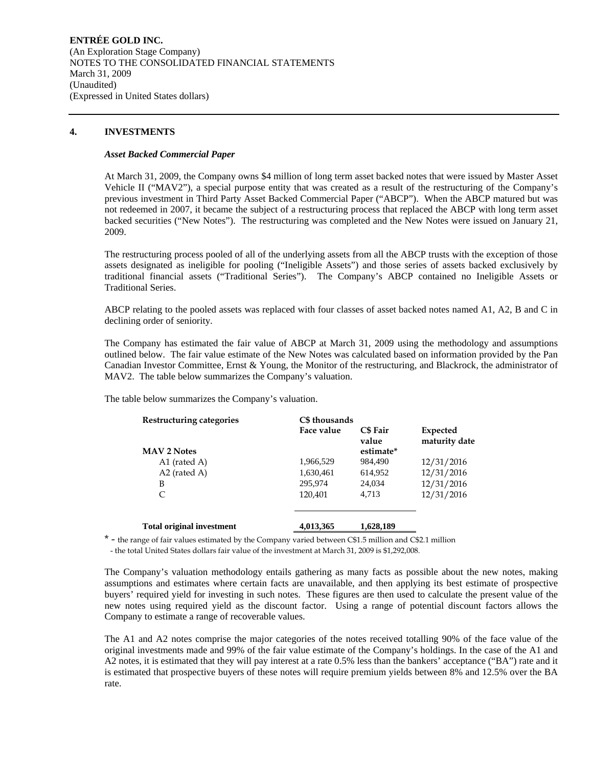**ENTRÉE GOLD INC.**
(An Exploration Stage Company)
NOTES TO THE CONSOLIDATED FINANCIAL STATEMENTS
March 31, 2009
(Unaudited)
(Expressed in United States dollars)

## 4. INVESTMENTS

### *Asset Backed Commercial Paper*

At March 31, 2009, the Company owns $4 million of long term asset backed notes that were issued by Master Asset Vehicle II ("MAV2"), a special purpose entity that was created as a result of the restructuring of the Company's previous investment in Third Party Asset Backed Commercial Paper ("ABCP"). When the ABCP matured but was not redeemed in 2007, it became the subject of a restructuring process that replaced the ABCP with long term asset backed securities ("New Notes"). The restructuring was completed and the New Notes were issued on January 21, 2009.

The restructuring process pooled of all of the underlying assets from all the ABCP trusts with the exception of those assets designated as ineligible for pooling ("Ineligible Assets") and those series of assets backed exclusively by traditional financial assets ("Traditional Series"). The Company's ABCP contained no Ineligible Assets or Traditional Series.

ABCP relating to the pooled assets was replaced with four classes of asset backed notes named A1, A2, B and C in declining order of seniority.

The Company has estimated the fair value of ABCP at March 31, 2009 using the methodology and assumptions outlined below. The fair value estimate of the New Notes was calculated based on information provided by the Pan Canadian Investor Committee, Ernst & Young, the Monitor of the restructuring, and Blackrock, the administrator of MAV2. The table below summarizes the Company's valuation.

The table below summarizes the Company's valuation.

| Restructuring categories | C$ thousands Face value | C$ Fair value estimate* | Expected maturity date |
|---|---|---|---|
| **MAV 2 Notes** | | | |
| A1 (rated A) | 1,966,529 | 984,490 | 12/31/2016 |
| A2 (rated A) | 1,630,461 | 614,952 | 12/31/2016 |
| B | 295,974 | 24,034 | 12/31/2016 |
| C | 120,401 | 4,713 | 12/31/2016 |
| **Total original investment** | **4,013,365** | **1,628,189** | |

\* - the range of fair values estimated by the Company varied between C$1.5 million and C$2.1 million
- the total United States dollars fair value of the investment at March 31, 2009 is $1,292,008.

The Company's valuation methodology entails gathering as many facts as possible about the new notes, making assumptions and estimates where certain facts are unavailable, and then applying its best estimate of prospective buyers' required yield for investing in such notes. These figures are then used to calculate the present value of the new notes using required yield as the discount factor. Using a range of potential discount factors allows the Company to estimate a range of recoverable values.

The A1 and A2 notes comprise the major categories of the notes received totalling 90% of the face value of the original investments made and 99% of the fair value estimate of the Company's holdings. In the case of the A1 and A2 notes, it is estimated that they will pay interest at a rate 0.5% less than the bankers' acceptance ("BA") rate and it is estimated that prospective buyers of these notes will require premium yields between 8% and 12.5% over the BA rate.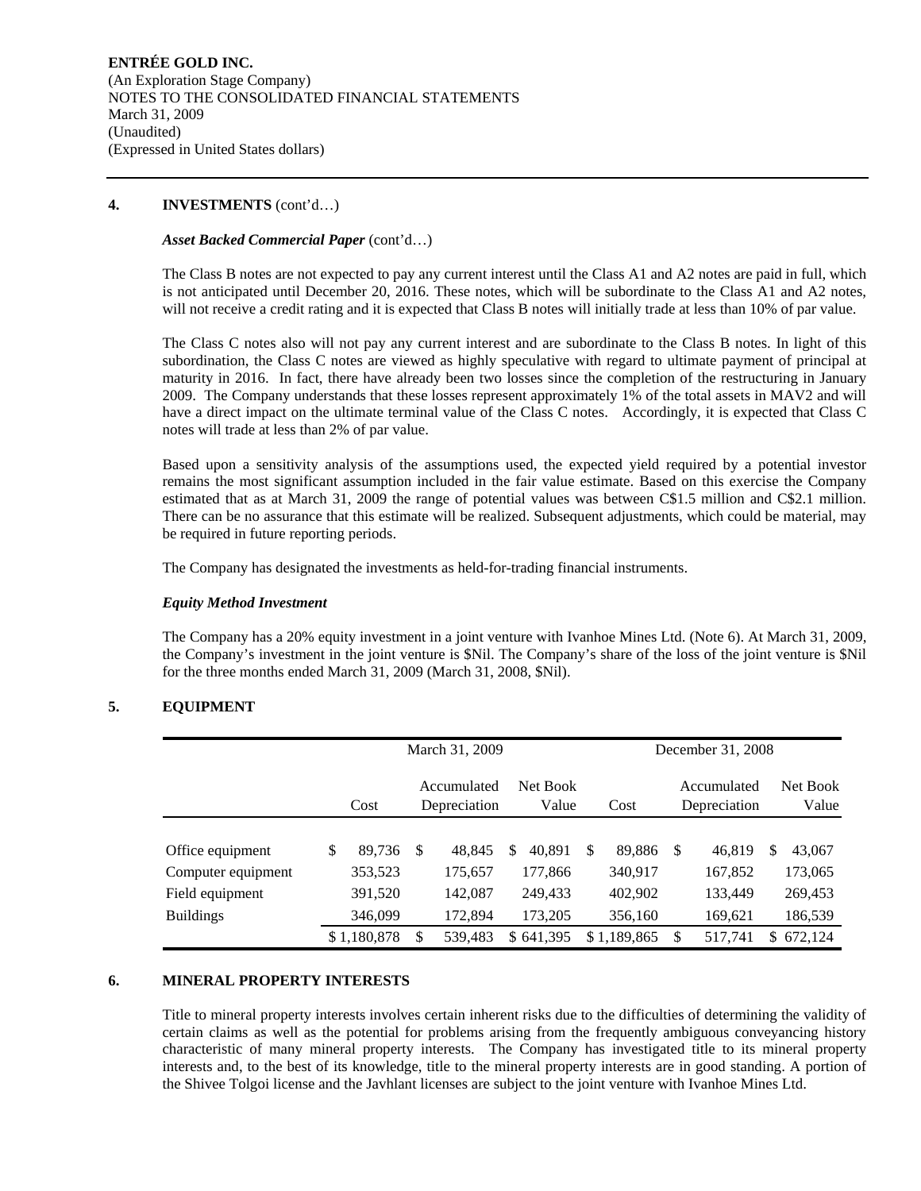## 4. INVESTMENTS (cont'd…)

***Asset Backed Commercial Paper*** (cont'd…)

The Class B notes are not expected to pay any current interest until the Class A1 and A2 notes are paid in full, which is not anticipated until December 20, 2016. These notes, which will be subordinate to the Class A1 and A2 notes, will not receive a credit rating and it is expected that Class B notes will initially trade at less than 10% of par value.

The Class C notes also will not pay any current interest and are subordinate to the Class B notes. In light of this subordination, the Class C notes are viewed as highly speculative with regard to ultimate payment of principal at maturity in 2016. In fact, there have already been two losses since the completion of the restructuring in January 2009. The Company understands that these losses represent approximately 1% of the total assets in MAV2 and will have a direct impact on the ultimate terminal value of the Class C notes. Accordingly, it is expected that Class C notes will trade at less than 2% of par value.

Based upon a sensitivity analysis of the assumptions used, the expected yield required by a potential investor remains the most significant assumption included in the fair value estimate. Based on this exercise the Company estimated that as at March 31, 2009 the range of potential values was between C$1.5 million and C$2.1 million. There can be no assurance that this estimate will be realized. Subsequent adjustments, which could be material, may be required in future reporting periods.

The Company has designated the investments as held-for-trading financial instruments.

***Equity Method Investment***

The Company has a 20% equity investment in a joint venture with Ivanhoe Mines Ltd. (Note 6). At March 31, 2009, the Company's investment in the joint venture is $Nil. The Company's share of the loss of the joint venture is $Nil for the three months ended March 31, 2009 (March 31, 2008, $Nil).

## 5. EQUIPMENT

| | March 31, 2009 | | | December 31, 2008 | | |
|---|---|---|---|---|---|---|
| | Cost | Accumulated Depreciation | Net Book Value | Cost | Accumulated Depreciation | Net Book Value |
| Office equipment | $ 89,736 | $ 48,845 | $ 40,891 | $ 89,886 | $ 46,819 | $ 43,067 |
| Computer equipment | 353,523 | 175,657 | 177,866 | 340,917 | 167,852 | 173,065 |
| Field equipment | 391,520 | 142,087 | 249,433 | 402,902 | 133,449 | 269,453 |
| Buildings | 346,099 | 172,894 | 173,205 | 356,160 | 169,621 | 186,539 |
| | $ 1,180,878 | $ 539,483 | $ 641,395 | $ 1,189,865 | $ 517,741 | $ 672,124 |

## 6. MINERAL PROPERTY INTERESTS

Title to mineral property interests involves certain inherent risks due to the difficulties of determining the validity of certain claims as well as the potential for problems arising from the frequently ambiguous conveyancing history characteristic of many mineral property interests. The Company has investigated title to its mineral property interests and, to the best of its knowledge, title to the mineral property interests are in good standing. A portion of the Shivee Tolgoi license and the Javhlant licenses are subject to the joint venture with Ivanhoe Mines Ltd.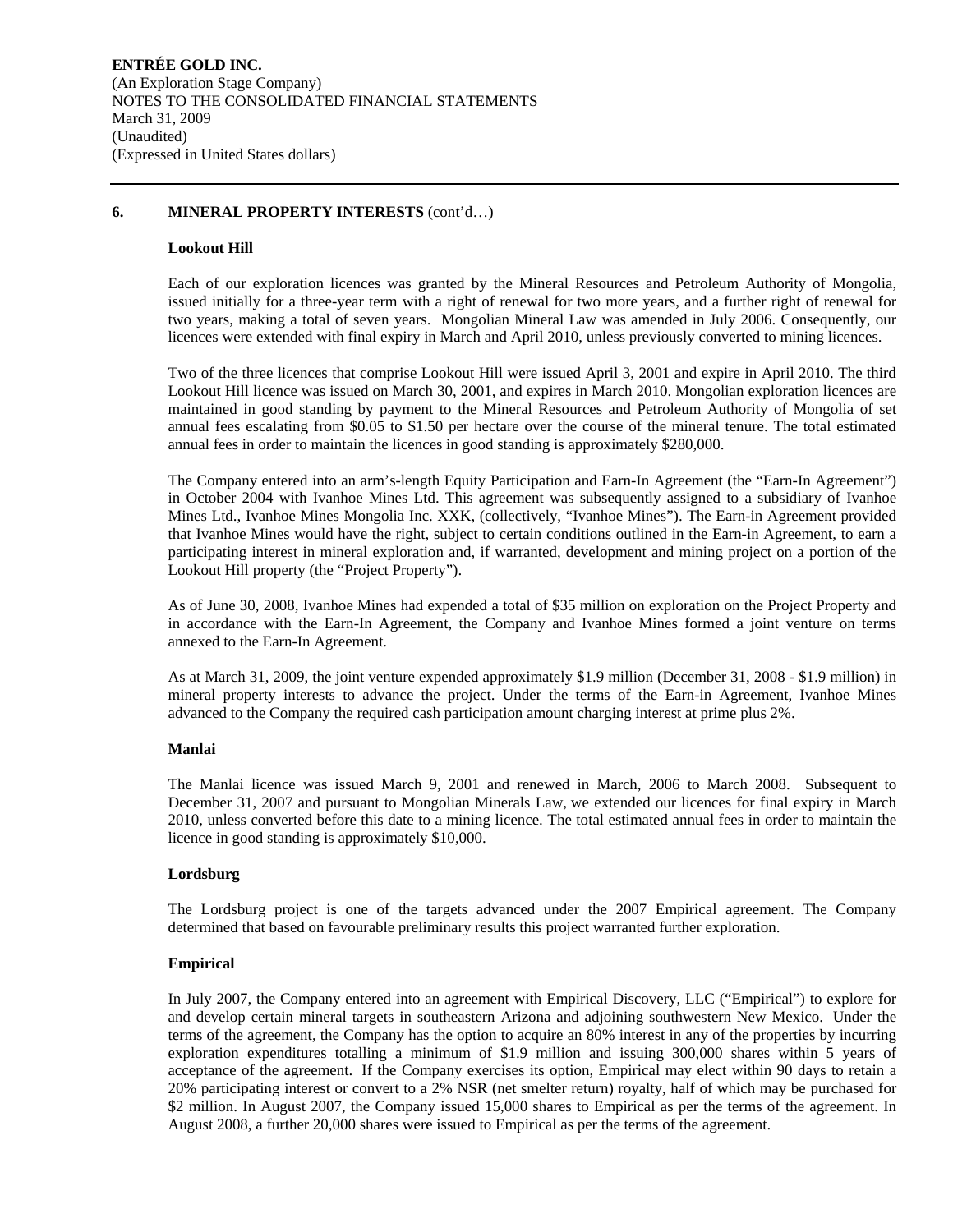**ENTRÉE GOLD INC.**
(An Exploration Stage Company)
NOTES TO THE CONSOLIDATED FINANCIAL STATEMENTS
March 31, 2009
(Unaudited)
(Expressed in United States dollars)

---

## 6. MINERAL PROPERTY INTERESTS (cont'd…)

### Lookout Hill

Each of our exploration licences was granted by the Mineral Resources and Petroleum Authority of Mongolia, issued initially for a three-year term with a right of renewal for two more years, and a further right of renewal for two years, making a total of seven years. Mongolian Mineral Law was amended in July 2006. Consequently, our licences were extended with final expiry in March and April 2010, unless previously converted to mining licences.

Two of the three licences that comprise Lookout Hill were issued April 3, 2001 and expire in April 2010. The third Lookout Hill licence was issued on March 30, 2001, and expires in March 2010. Mongolian exploration licences are maintained in good standing by payment to the Mineral Resources and Petroleum Authority of Mongolia of set annual fees escalating from $0.05 to $1.50 per hectare over the course of the mineral tenure. The total estimated annual fees in order to maintain the licences in good standing is approximately $280,000.

The Company entered into an arm's-length Equity Participation and Earn-In Agreement (the "Earn-In Agreement") in October 2004 with Ivanhoe Mines Ltd. This agreement was subsequently assigned to a subsidiary of Ivanhoe Mines Ltd., Ivanhoe Mines Mongolia Inc. XXK, (collectively, "Ivanhoe Mines"). The Earn-in Agreement provided that Ivanhoe Mines would have the right, subject to certain conditions outlined in the Earn-in Agreement, to earn a participating interest in mineral exploration and, if warranted, development and mining project on a portion of the Lookout Hill property (the "Project Property").

As of June 30, 2008, Ivanhoe Mines had expended a total of $35 million on exploration on the Project Property and in accordance with the Earn-In Agreement, the Company and Ivanhoe Mines formed a joint venture on terms annexed to the Earn-In Agreement.

As at March 31, 2009, the joint venture expended approximately $1.9 million (December 31, 2008 - $1.9 million) in mineral property interests to advance the project. Under the terms of the Earn-in Agreement, Ivanhoe Mines advanced to the Company the required cash participation amount charging interest at prime plus 2%.

### Manlai

The Manlai licence was issued March 9, 2001 and renewed in March, 2006 to March 2008. Subsequent to December 31, 2007 and pursuant to Mongolian Minerals Law, we extended our licences for final expiry in March 2010, unless converted before this date to a mining licence. The total estimated annual fees in order to maintain the licence in good standing is approximately $10,000.

### Lordsburg

The Lordsburg project is one of the targets advanced under the 2007 Empirical agreement. The Company determined that based on favourable preliminary results this project warranted further exploration.

### Empirical

In July 2007, the Company entered into an agreement with Empirical Discovery, LLC ("Empirical") to explore for and develop certain mineral targets in southeastern Arizona and adjoining southwestern New Mexico. Under the terms of the agreement, the Company has the option to acquire an 80% interest in any of the properties by incurring exploration expenditures totalling a minimum of $1.9 million and issuing 300,000 shares within 5 years of acceptance of the agreement. If the Company exercises its option, Empirical may elect within 90 days to retain a 20% participating interest or convert to a 2% NSR (net smelter return) royalty, half of which may be purchased for $2 million. In August 2007, the Company issued 15,000 shares to Empirical as per the terms of the agreement. In August 2008, a further 20,000 shares were issued to Empirical as per the terms of the agreement.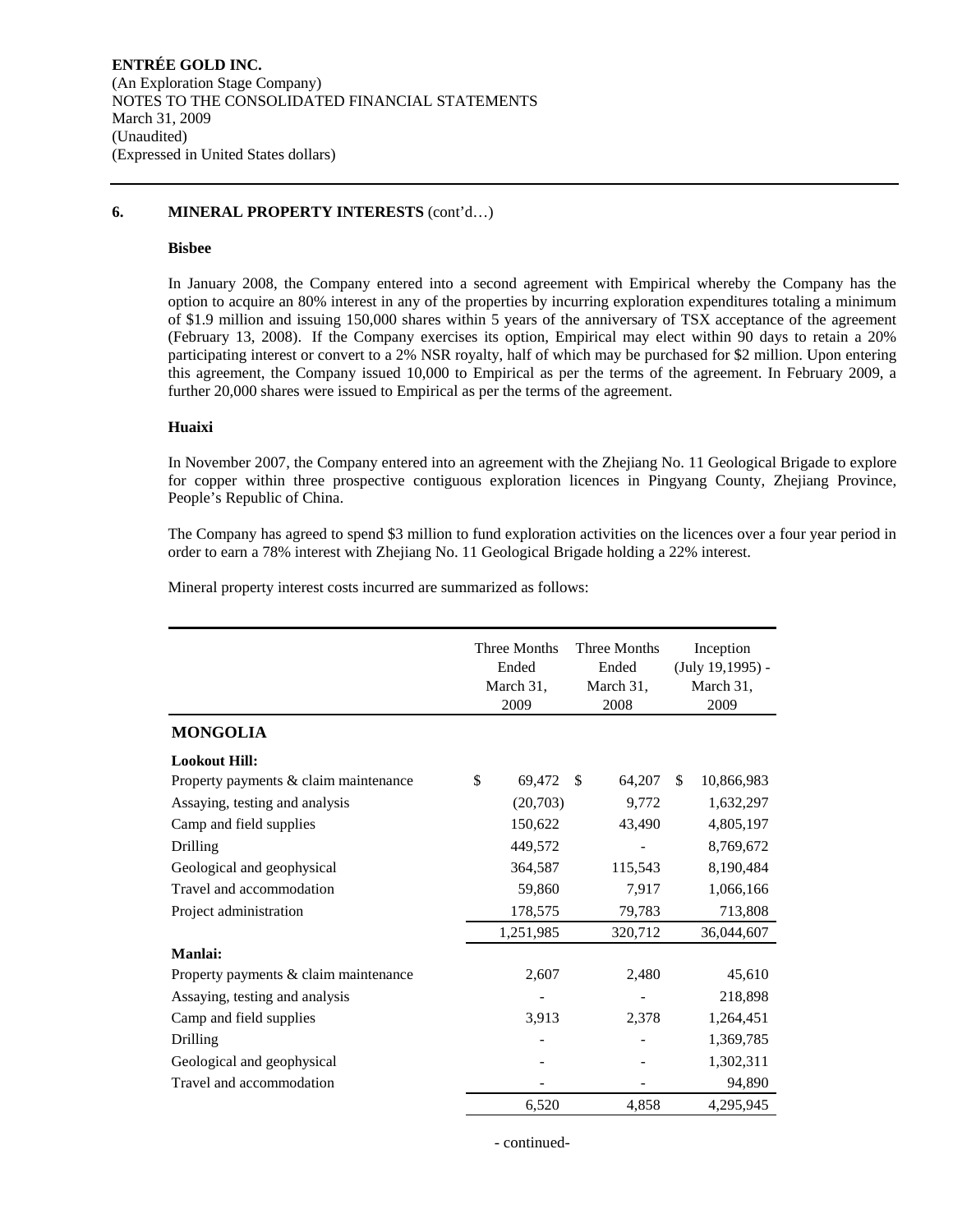ENTRÉE GOLD INC.
(An Exploration Stage Company)
NOTES TO THE CONSOLIDATED FINANCIAL STATEMENTS
March 31, 2009
(Unaudited)
(Expressed in United States dollars)

## 6. MINERAL PROPERTY INTERESTS (cont'd…)

### Bisbee

In January 2008, the Company entered into a second agreement with Empirical whereby the Company has the option to acquire an 80% interest in any of the properties by incurring exploration expenditures totaling a minimum of $1.9 million and issuing 150,000 shares within 5 years of the anniversary of TSX acceptance of the agreement (February 13, 2008). If the Company exercises its option, Empirical may elect within 90 days to retain a 20% participating interest or convert to a 2% NSR royalty, half of which may be purchased for $2 million. Upon entering this agreement, the Company issued 10,000 to Empirical as per the terms of the agreement. In February 2009, a further 20,000 shares were issued to Empirical as per the terms of the agreement.

### Huaixi

In November 2007, the Company entered into an agreement with the Zhejiang No. 11 Geological Brigade to explore for copper within three prospective contiguous exploration licences in Pingyang County, Zhejiang Province, People's Republic of China.

The Company has agreed to spend $3 million to fund exploration activities on the licences over a four year period in order to earn a 78% interest with Zhejiang No. 11 Geological Brigade holding a 22% interest.

Mineral property interest costs incurred are summarized as follows:

| | Three Months Ended March 31, 2009 | Three Months Ended March 31, 2008 | Inception (July 19,1995) - March 31, 2009 |
|---|---|---|---|
| **MONGOLIA** | | | |
| **Lookout Hill:** | | | |
| Property payments & claim maintenance | $ 69,472 | $ 64,207 | $ 10,866,983 |
| Assaying, testing and analysis | (20,703) | 9,772 | 1,632,297 |
| Camp and field supplies | 150,622 | 43,490 | 4,805,197 |
| Drilling | 449,572 | - | 8,769,672 |
| Geological and geophysical | 364,587 | 115,543 | 8,190,484 |
| Travel and accommodation | 59,860 | 7,917 | 1,066,166 |
| Project administration | 178,575 | 79,783 | 713,808 |
| | 1,251,985 | 320,712 | 36,044,607 |
| **Manlai:** | | | |
| Property payments & claim maintenance | 2,607 | 2,480 | 45,610 |
| Assaying, testing and analysis | - | - | 218,898 |
| Camp and field supplies | 3,913 | 2,378 | 1,264,451 |
| Drilling | - | - | 1,369,785 |
| Geological and geophysical | - | - | 1,302,311 |
| Travel and accommodation | - | - | 94,890 |
| | 6,520 | 4,858 | 4,295,945 |

- continued-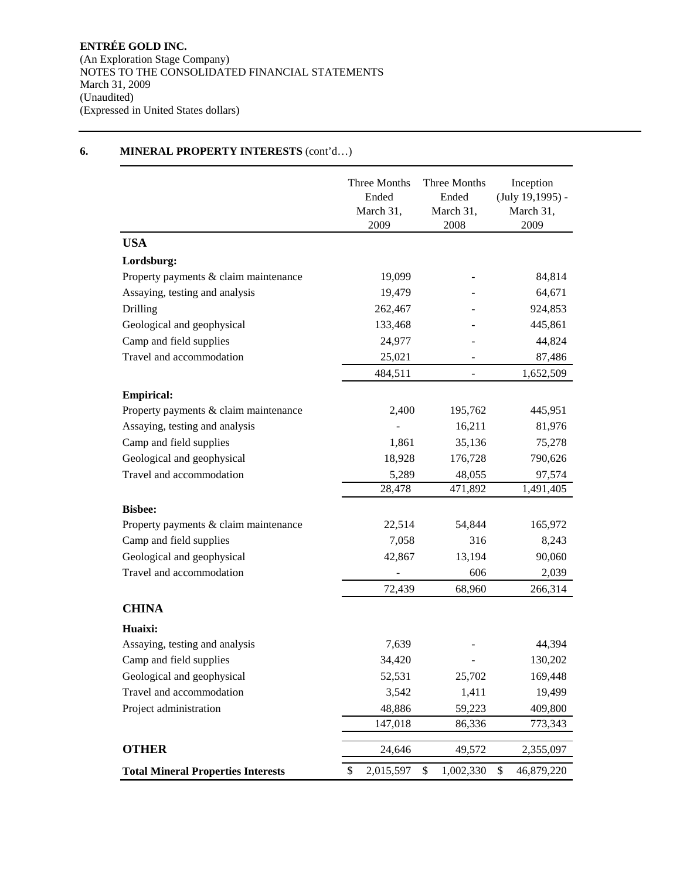**ENTRÉE GOLD INC.**
(An Exploration Stage Company)
NOTES TO THE CONSOLIDATED FINANCIAL STATEMENTS
March 31, 2009
(Unaudited)
(Expressed in United States dollars)

## 6. MINERAL PROPERTY INTERESTS (cont'd…)

| | Three Months Ended March 31, 2009 | Three Months Ended March 31, 2008 | Inception (July 19,1995) - March 31, 2009 |
|---|---|---|---|
| **USA** | | | |
| **Lordsburg:** | | | |
| Property payments & claim maintenance | 19,099 | - | 84,814 |
| Assaying, testing and analysis | 19,479 | - | 64,671 |
| Drilling | 262,467 | - | 924,853 |
| Geological and geophysical | 133,468 | - | 445,861 |
| Camp and field supplies | 24,977 | - | 44,824 |
| Travel and accommodation | 25,021 | - | 87,486 |
| | 484,511 | - | 1,652,509 |
| **Empirical:** | | | |
| Property payments & claim maintenance | 2,400 | 195,762 | 445,951 |
| Assaying, testing and analysis | - | 16,211 | 81,976 |
| Camp and field supplies | 1,861 | 35,136 | 75,278 |
| Geological and geophysical | 18,928 | 176,728 | 790,626 |
| Travel and accommodation | 5,289 | 48,055 | 97,574 |
| | 28,478 | 471,892 | 1,491,405 |
| **Bisbee:** | | | |
| Property payments & claim maintenance | 22,514 | 54,844 | 165,972 |
| Camp and field supplies | 7,058 | 316 | 8,243 |
| Geological and geophysical | 42,867 | 13,194 | 90,060 |
| Travel and accommodation | - | 606 | 2,039 |
| | 72,439 | 68,960 | 266,314 |
| **CHINA** | | | |
| **Huaixi:** | | | |
| Assaying, testing and analysis | 7,639 | - | 44,394 |
| Camp and field supplies | 34,420 | - | 130,202 |
| Geological and geophysical | 52,531 | 25,702 | 169,448 |
| Travel and accommodation | 3,542 | 1,411 | 19,499 |
| Project administration | 48,886 | 59,223 | 409,800 |
| | 147,018 | 86,336 | 773,343 |
| **OTHER** | 24,646 | 49,572 | 2,355,097 |
| **Total Mineral Properties Interests** | $ 2,015,597 | $ 1,002,330 | $ 46,879,220 |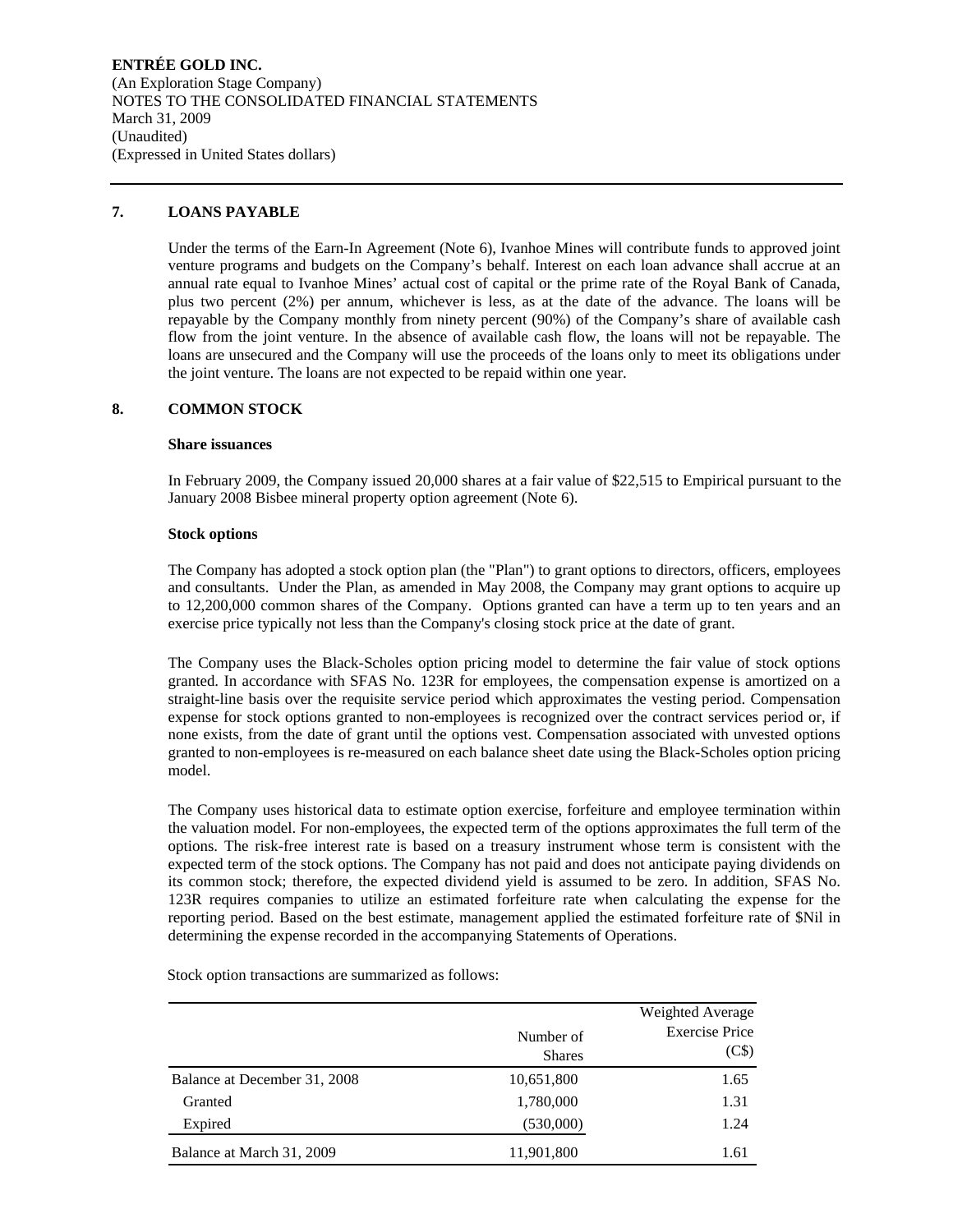**ENTRÉE GOLD INC.**
(An Exploration Stage Company)
NOTES TO THE CONSOLIDATED FINANCIAL STATEMENTS
March 31, 2009
(Unaudited)
(Expressed in United States dollars)

## 7. LOANS PAYABLE

Under the terms of the Earn-In Agreement (Note 6), Ivanhoe Mines will contribute funds to approved joint venture programs and budgets on the Company's behalf. Interest on each loan advance shall accrue at an annual rate equal to Ivanhoe Mines' actual cost of capital or the prime rate of the Royal Bank of Canada, plus two percent (2%) per annum, whichever is less, as at the date of the advance. The loans will be repayable by the Company monthly from ninety percent (90%) of the Company's share of available cash flow from the joint venture. In the absence of available cash flow, the loans will not be repayable. The loans are unsecured and the Company will use the proceeds of the loans only to meet its obligations under the joint venture. The loans are not expected to be repaid within one year.

## 8. COMMON STOCK

**Share issuances**

In February 2009, the Company issued 20,000 shares at a fair value of $22,515 to Empirical pursuant to the January 2008 Bisbee mineral property option agreement (Note 6).

**Stock options**

The Company has adopted a stock option plan (the "Plan") to grant options to directors, officers, employees and consultants. Under the Plan, as amended in May 2008, the Company may grant options to acquire up to 12,200,000 common shares of the Company. Options granted can have a term up to ten years and an exercise price typically not less than the Company's closing stock price at the date of grant.

The Company uses the Black-Scholes option pricing model to determine the fair value of stock options granted. In accordance with SFAS No. 123R for employees, the compensation expense is amortized on a straight-line basis over the requisite service period which approximates the vesting period. Compensation expense for stock options granted to non-employees is recognized over the contract services period or, if none exists, from the date of grant until the options vest. Compensation associated with unvested options granted to non-employees is re-measured on each balance sheet date using the Black-Scholes option pricing model.

The Company uses historical data to estimate option exercise, forfeiture and employee termination within the valuation model. For non-employees, the expected term of the options approximates the full term of the options. The risk-free interest rate is based on a treasury instrument whose term is consistent with the expected term of the stock options. The Company has not paid and does not anticipate paying dividends on its common stock; therefore, the expected dividend yield is assumed to be zero. In addition, SFAS No. 123R requires companies to utilize an estimated forfeiture rate when calculating the expense for the reporting period. Based on the best estimate, management applied the estimated forfeiture rate of $Nil in determining the expense recorded in the accompanying Statements of Operations.

Stock option transactions are summarized as follows:

| | Number of Shares | Weighted Average Exercise Price (C$) |
|---|---|---|
| Balance at December 31, 2008 | 10,651,800 | 1.65 |
| Granted | 1,780,000 | 1.31 |
| Expired | (530,000) | 1.24 |
| Balance at March 31, 2009 | 11,901,800 | 1.61 |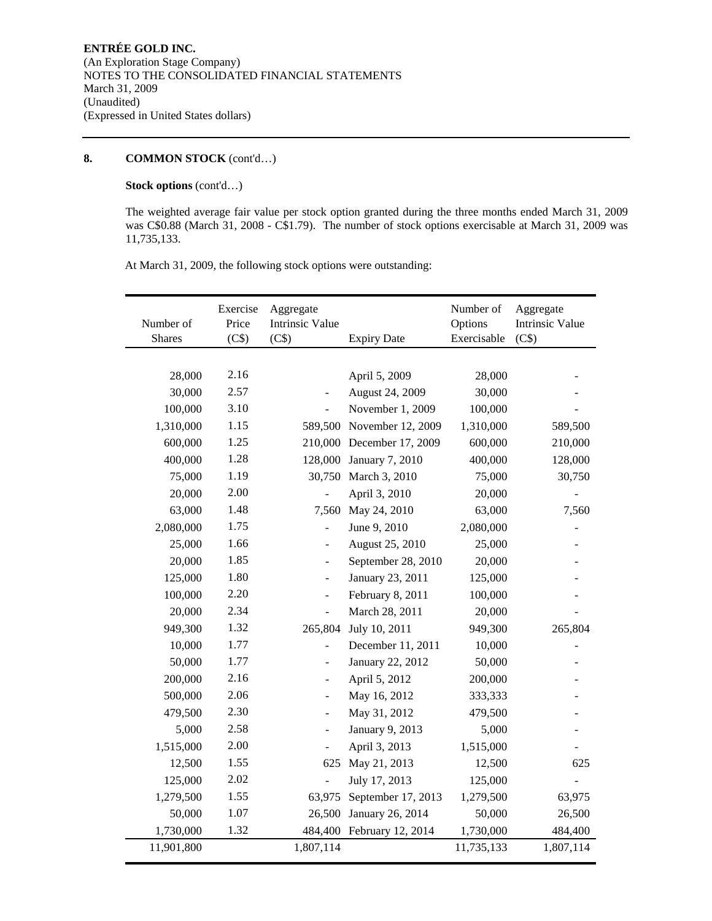**ENTRÉE GOLD INC.**
(An Exploration Stage Company)
NOTES TO THE CONSOLIDATED FINANCIAL STATEMENTS
March 31, 2009
(Unaudited)
(Expressed in United States dollars)

## 8. COMMON STOCK (cont'd…)

**Stock options** (cont'd…)

The weighted average fair value per stock option granted during the three months ended March 31, 2009 was C$0.88 (March 31, 2008 - C$1.79). The number of stock options exercisable at March 31, 2009 was 11,735,133.

At March 31, 2009, the following stock options were outstanding:

| Number of Shares | Exercise Price (C$) | Aggregate Intrinsic Value (C$) | Expiry Date | Number of Options Exercisable | Aggregate Intrinsic Value (C$) |
|---|---|---|---|---|---|
| 28,000 | 2.16 | | April 5, 2009 | 28,000 | - |
| 30,000 | 2.57 | - | August 24, 2009 | 30,000 | - |
| 100,000 | 3.10 | - | November 1, 2009 | 100,000 | - |
| 1,310,000 | 1.15 | 589,500 | November 12, 2009 | 1,310,000 | 589,500 |
| 600,000 | 1.25 | 210,000 | December 17, 2009 | 600,000 | 210,000 |
| 400,000 | 1.28 | 128,000 | January 7, 2010 | 400,000 | 128,000 |
| 75,000 | 1.19 | 30,750 | March 3, 2010 | 75,000 | 30,750 |
| 20,000 | 2.00 | - | April 3, 2010 | 20,000 | - |
| 63,000 | 1.48 | 7,560 | May 24, 2010 | 63,000 | 7,560 |
| 2,080,000 | 1.75 | - | June 9, 2010 | 2,080,000 | - |
| 25,000 | 1.66 | - | August 25, 2010 | 25,000 | - |
| 20,000 | 1.85 | - | September 28, 2010 | 20,000 | - |
| 125,000 | 1.80 | - | January 23, 2011 | 125,000 | - |
| 100,000 | 2.20 | - | February 8, 2011 | 100,000 | - |
| 20,000 | 2.34 | - | March 28, 2011 | 20,000 | - |
| 949,300 | 1.32 | 265,804 | July 10, 2011 | 949,300 | 265,804 |
| 10,000 | 1.77 | - | December 11, 2011 | 10,000 | - |
| 50,000 | 1.77 | - | January 22, 2012 | 50,000 | - |
| 200,000 | 2.16 | - | April 5, 2012 | 200,000 | - |
| 500,000 | 2.06 | - | May 16, 2012 | 333,333 | - |
| 479,500 | 2.30 | - | May 31, 2012 | 479,500 | - |
| 5,000 | 2.58 | - | January 9, 2013 | 5,000 | - |
| 1,515,000 | 2.00 | - | April 3, 2013 | 1,515,000 | - |
| 12,500 | 1.55 | 625 | May 21, 2013 | 12,500 | 625 |
| 125,000 | 2.02 | - | July 17, 2013 | 125,000 | - |
| 1,279,500 | 1.55 | 63,975 | September 17, 2013 | 1,279,500 | 63,975 |
| 50,000 | 1.07 | 26,500 | January 26, 2014 | 50,000 | 26,500 |
| 1,730,000 | 1.32 | 484,400 | February 12, 2014 | 1,730,000 | 484,400 |
| 11,901,800 | | 1,807,114 | | 11,735,133 | 1,807,114 |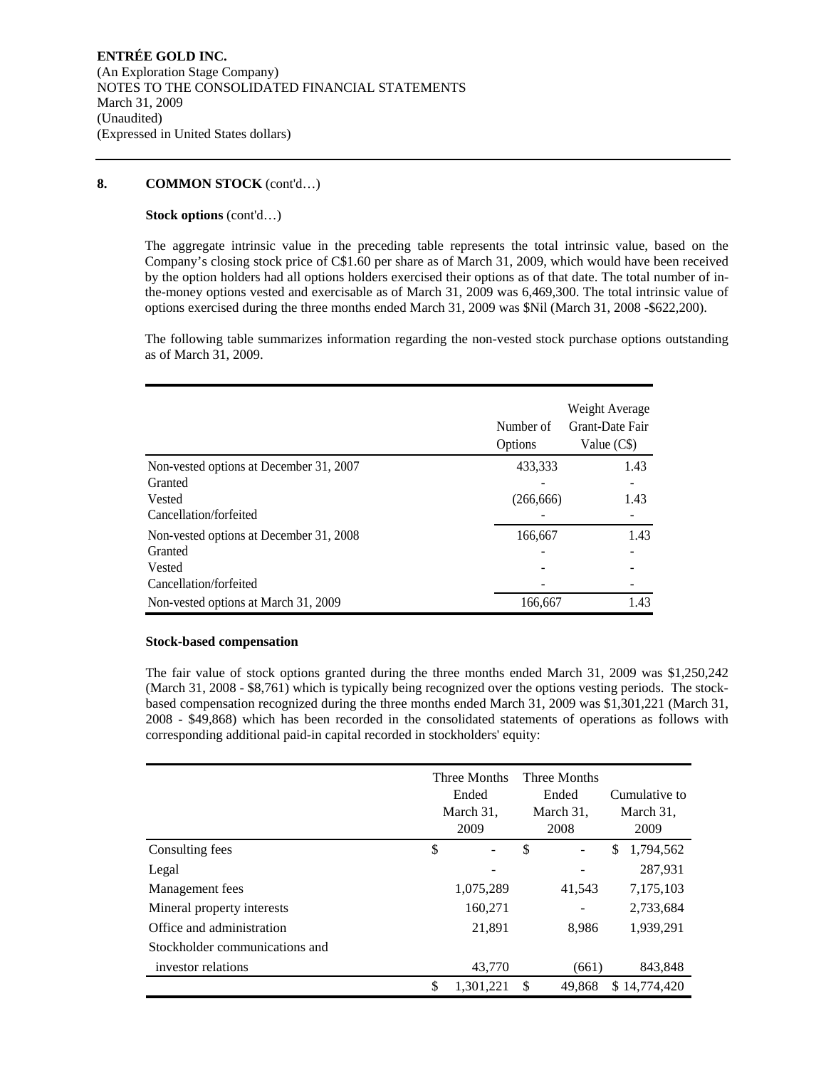**8. COMMON STOCK** (cont'd…)

**Stock options** (cont'd…)

The aggregate intrinsic value in the preceding table represents the total intrinsic value, based on the Company's closing stock price of C$1.60 per share as of March 31, 2009, which would have been received by the option holders had all options holders exercised their options as of that date. The total number of in-the-money options vested and exercisable as of March 31, 2009 was 6,469,300. The total intrinsic value of options exercised during the three months ended March 31, 2009 was $Nil (March 31, 2008 -$622,200).

The following table summarizes information regarding the non-vested stock purchase options outstanding as of March 31, 2009.

| | Number of Options | Weight Average Grant-Date Fair Value (C$) |
|---|---|---|
| Non-vested options at December 31, 2007 | 433,333 | 1.43 |
| Granted | - | - |
| Vested | (266,666) | 1.43 |
| Cancellation/forfeited | - | - |
| Non-vested options at December 31, 2008 | 166,667 | 1.43 |
| Granted | - | - |
| Vested | - | - |
| Cancellation/forfeited | - | - |
| Non-vested options at March 31, 2009 | 166,667 | 1.43 |

**Stock-based compensation**

The fair value of stock options granted during the three months ended March 31, 2009 was $1,250,242 (March 31, 2008 - $8,761) which is typically being recognized over the options vesting periods. The stock-based compensation recognized during the three months ended March 31, 2009 was $1,301,221 (March 31, 2008 - $49,868) which has been recorded in the consolidated statements of operations as follows with corresponding additional paid-in capital recorded in stockholders' equity:

| | Three Months Ended March 31, 2009 | Three Months Ended March 31, 2008 | Cumulative to March 31, 2009 |
|---|---|---|---|
| Consulting fees | $ - | $ - | $ 1,794,562 |
| Legal | - | - | 287,931 |
| Management fees | 1,075,289 | 41,543 | 7,175,103 |
| Mineral property interests | 160,271 | - | 2,733,684 |
| Office and administration | 21,891 | 8,986 | 1,939,291 |
| Stockholder communications and investor relations | 43,770 | (661) | 843,848 |
| | $ 1,301,221 | $ 49,868 | $ 14,774,420 |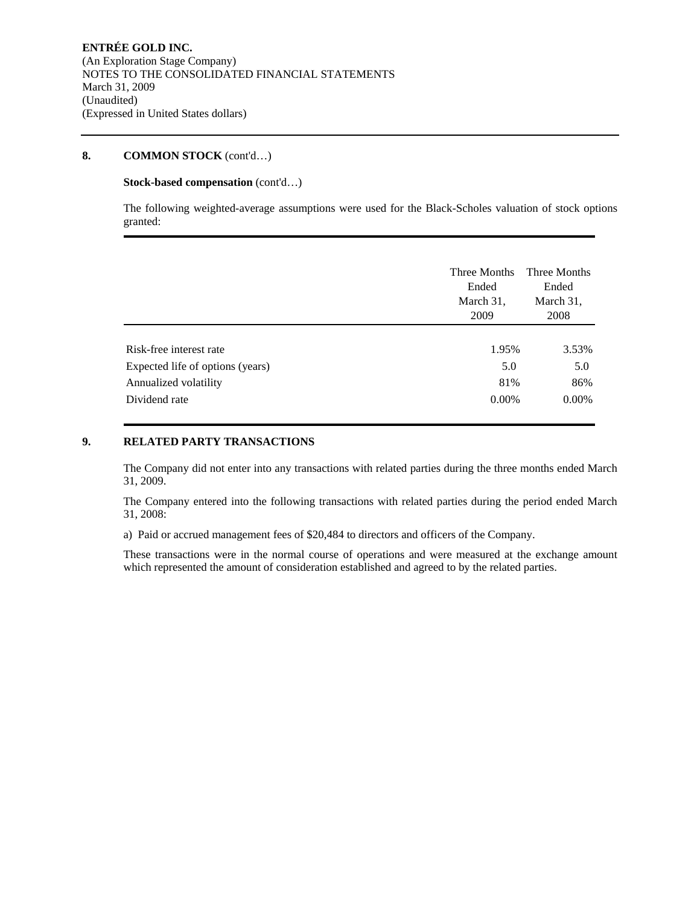## 8. COMMON STOCK (cont'd…)

**Stock-based compensation** (cont'd…)

The following weighted-average assumptions were used for the Black-Scholes valuation of stock options granted:

| | Three Months Ended March 31, 2009 | Three Months Ended March 31, 2008 |
|---|---|---|
| Risk-free interest rate | 1.95% | 3.53% |
| Expected life of options (years) | 5.0 | 5.0 |
| Annualized volatility | 81% | 86% |
| Dividend rate | 0.00% | 0.00% |

## 9. RELATED PARTY TRANSACTIONS

The Company did not enter into any transactions with related parties during the three months ended March 31, 2009.

The Company entered into the following transactions with related parties during the period ended March 31, 2008:

a) Paid or accrued management fees of $20,484 to directors and officers of the Company.

These transactions were in the normal course of operations and were measured at the exchange amount which represented the amount of consideration established and agreed to by the related parties.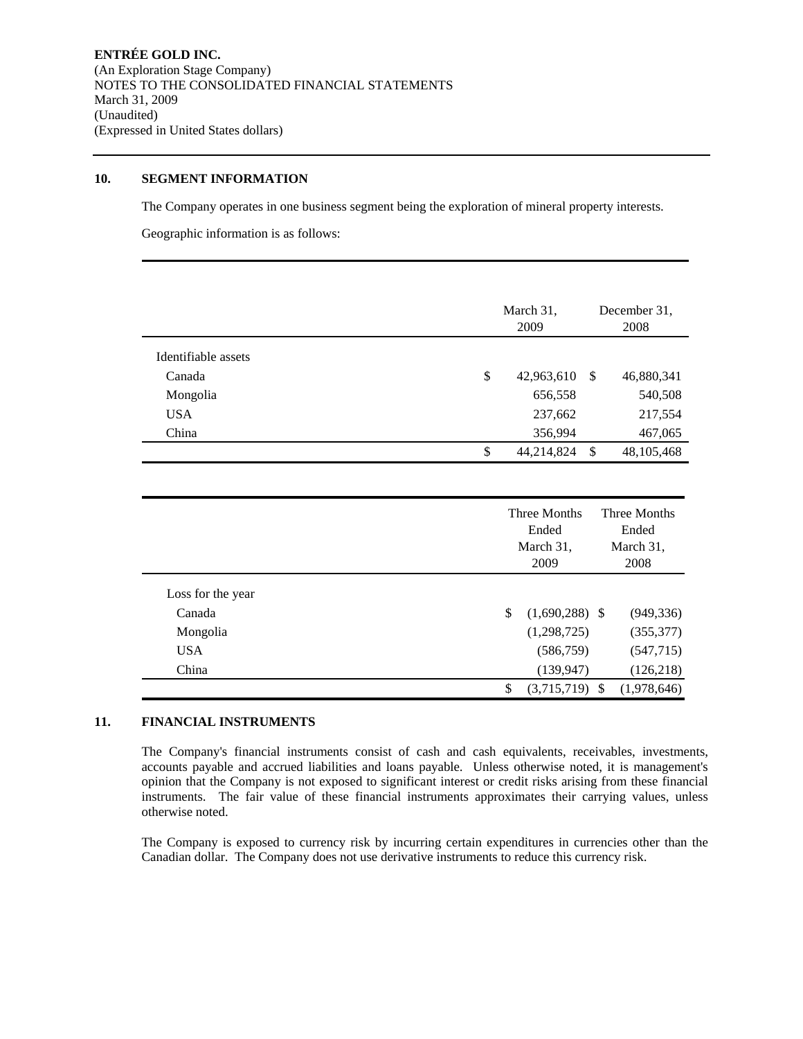**ENTRÉE GOLD INC.**
(An Exploration Stage Company)
NOTES TO THE CONSOLIDATED FINANCIAL STATEMENTS
March 31, 2009
(Unaudited)
(Expressed in United States dollars)

## 10. SEGMENT INFORMATION

The Company operates in one business segment being the exploration of mineral property interests.

Geographic information is as follows:

| | March 31, 2009 | December 31, 2008 |
|---|---|---|
| Identifiable assets | | |
| Canada | $ 42,963,610 | $ 46,880,341 |
| Mongolia | 656,558 | 540,508 |
| USA | 237,662 | 217,554 |
| China | 356,994 | 467,065 |
| | $ 44,214,824 | $ 48,105,468 |

| | Three Months Ended March 31, 2009 | Three Months Ended March 31, 2008 |
|---|---|---|
| Loss for the year | | |
| Canada | $ (1,690,288) | $ (949,336) |
| Mongolia | (1,298,725) | (355,377) |
| USA | (586,759) | (547,715) |
| China | (139,947) | (126,218) |
| | $ (3,715,719) | $ (1,978,646) |

## 11. FINANCIAL INSTRUMENTS

The Company's financial instruments consist of cash and cash equivalents, receivables, investments, accounts payable and accrued liabilities and loans payable. Unless otherwise noted, it is management's opinion that the Company is not exposed to significant interest or credit risks arising from these financial instruments. The fair value of these financial instruments approximates their carrying values, unless otherwise noted.

The Company is exposed to currency risk by incurring certain expenditures in currencies other than the Canadian dollar. The Company does not use derivative instruments to reduce this currency risk.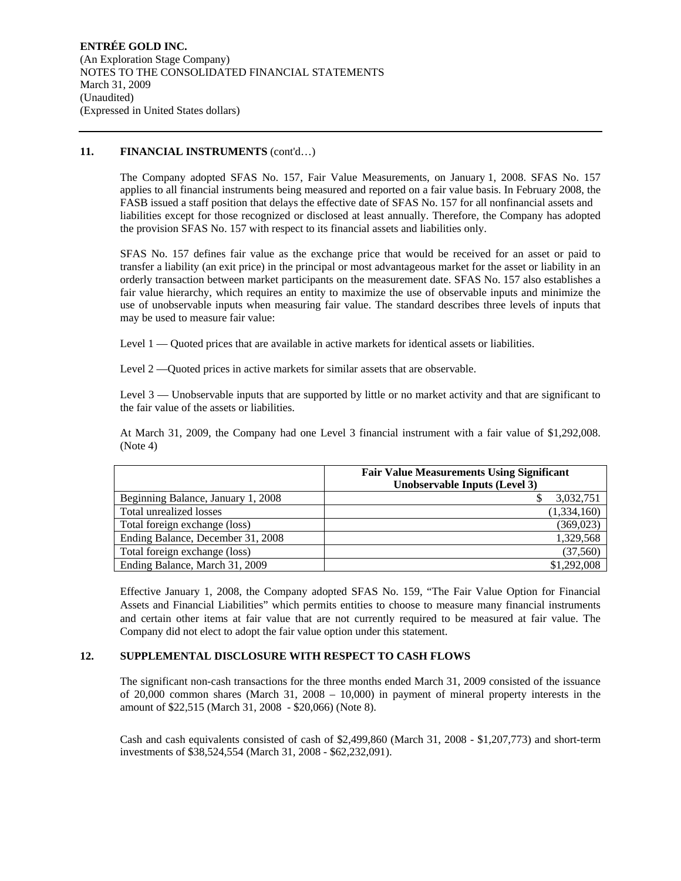**ENTRÉE GOLD INC.**
(An Exploration Stage Company)
NOTES TO THE CONSOLIDATED FINANCIAL STATEMENTS
March 31, 2009
(Unaudited)
(Expressed in United States dollars)

## 11. FINANCIAL INSTRUMENTS (cont'd…)

The Company adopted SFAS No. 157, Fair Value Measurements, on January 1, 2008. SFAS No. 157 applies to all financial instruments being measured and reported on a fair value basis. In February 2008, the FASB issued a staff position that delays the effective date of SFAS No. 157 for all nonfinancial assets and liabilities except for those recognized or disclosed at least annually. Therefore, the Company has adopted the provision SFAS No. 157 with respect to its financial assets and liabilities only.

SFAS No. 157 defines fair value as the exchange price that would be received for an asset or paid to transfer a liability (an exit price) in the principal or most advantageous market for the asset or liability in an orderly transaction between market participants on the measurement date. SFAS No. 157 also establishes a fair value hierarchy, which requires an entity to maximize the use of observable inputs and minimize the use of unobservable inputs when measuring fair value. The standard describes three levels of inputs that may be used to measure fair value:

Level 1 — Quoted prices that are available in active markets for identical assets or liabilities.

Level 2 —Quoted prices in active markets for similar assets that are observable.

Level 3 — Unobservable inputs that are supported by little or no market activity and that are significant to the fair value of the assets or liabilities.

At March 31, 2009, the Company had one Level 3 financial instrument with a fair value of $1,292,008. (Note 4)

| | **Fair Value Measurements Using Significant Unobservable Inputs (Level 3)** |
|---|---|
| Beginning Balance, January 1, 2008 | $ 3,032,751 |
| Total unrealized losses | (1,334,160) |
| Total foreign exchange (loss) | (369,023) |
| Ending Balance, December 31, 2008 | 1,329,568 |
| Total foreign exchange (loss) | (37,560) |
| Ending Balance, March 31, 2009 | $1,292,008 |

Effective January 1, 2008, the Company adopted SFAS No. 159, "The Fair Value Option for Financial Assets and Financial Liabilities" which permits entities to choose to measure many financial instruments and certain other items at fair value that are not currently required to be measured at fair value. The Company did not elect to adopt the fair value option under this statement.

## 12. SUPPLEMENTAL DISCLOSURE WITH RESPECT TO CASH FLOWS

The significant non-cash transactions for the three months ended March 31, 2009 consisted of the issuance of 20,000 common shares (March 31, 2008 – 10,000) in payment of mineral property interests in the amount of $22,515 (March 31, 2008 - $20,066) (Note 8).

Cash and cash equivalents consisted of cash of $2,499,860 (March 31, 2008 - $1,207,773) and short-term investments of $38,524,554 (March 31, 2008 - $62,232,091).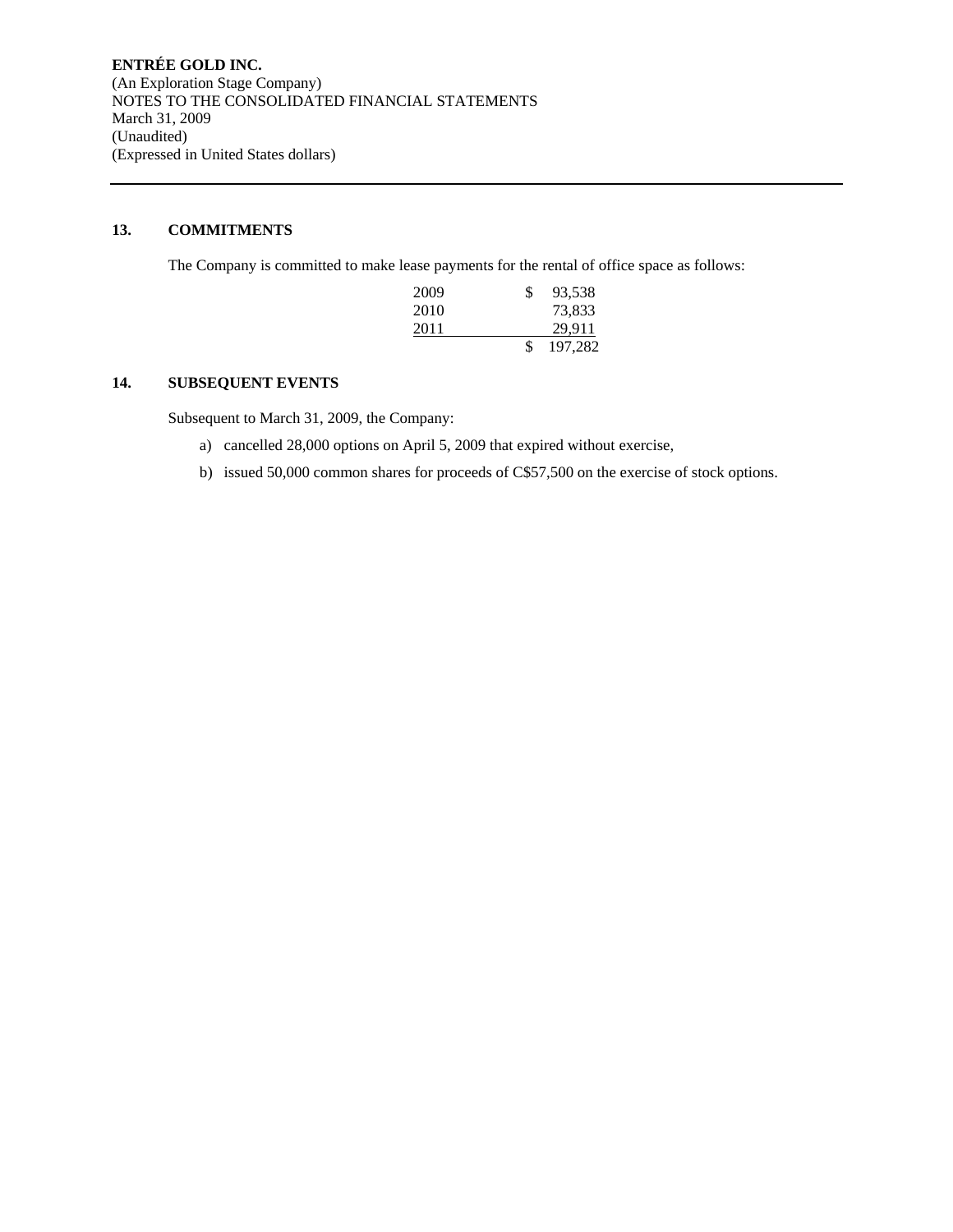**ENTRÉE GOLD INC.**
(An Exploration Stage Company)
NOTES TO THE CONSOLIDATED FINANCIAL STATEMENTS
March 31, 2009
(Unaudited)
(Expressed in United States dollars)

## 13. COMMITMENTS

The Company is committed to make lease payments for the rental of office space as follows:

| | |
|---|---|
| 2009 | $ 93,538 |
| 2010 | 73,833 |
| 2011 | 29,911 |
| | $ 197,282 |

## 14. SUBSEQUENT EVENTS

Subsequent to March 31, 2009, the Company:

a) cancelled 28,000 options on April 5, 2009 that expired without exercise,

b) issued 50,000 common shares for proceeds of C$57,500 on the exercise of stock options.